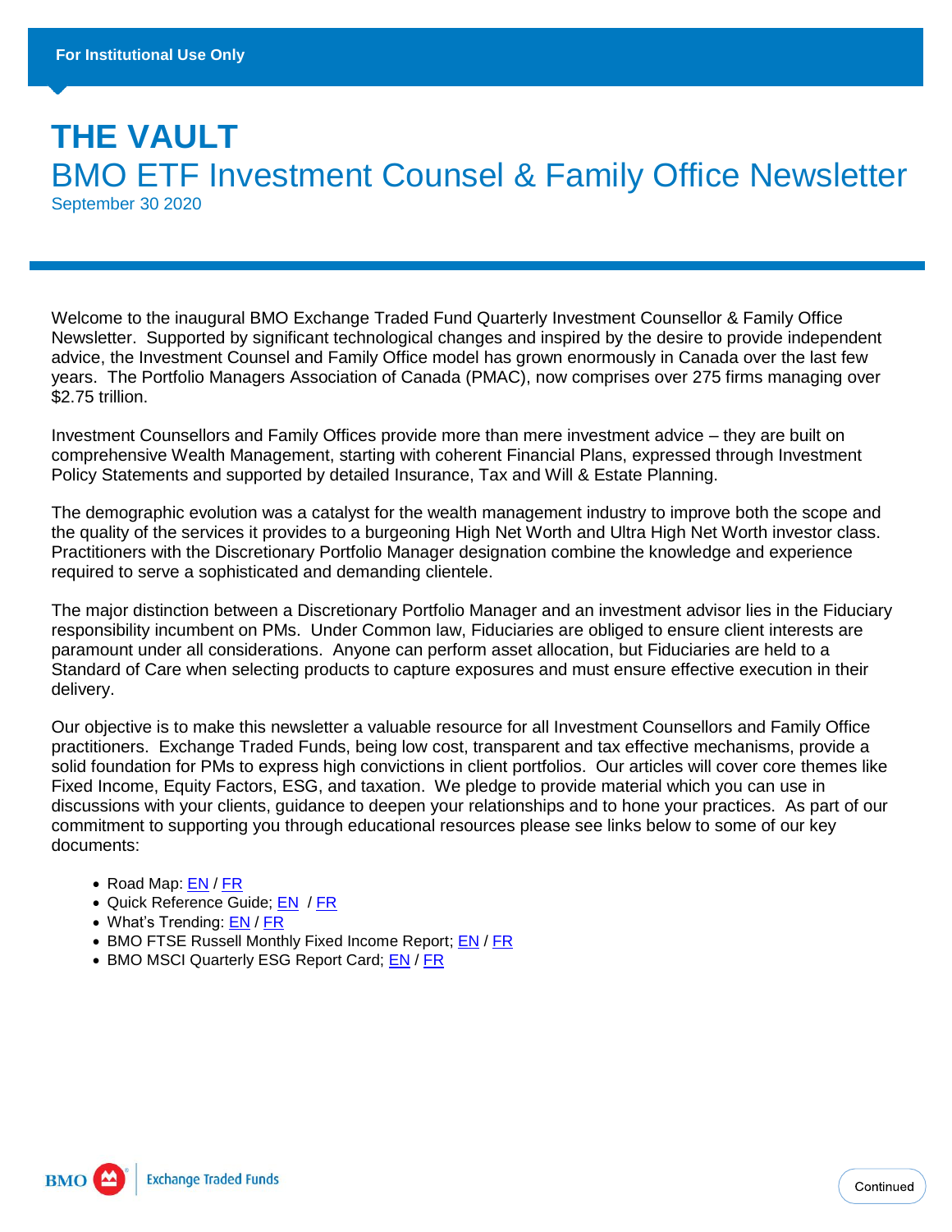For Institutional Use Only

# THE VAULT

## BMO ETF Investment Counsel & Family Office Newsletter

September 30 2020

Welcome to the inaugural BMO Exchange Traded Fund Quarterly Investment Counsellor & Family Office Newsletter. Supported by significant technological changes and inspired by the desire to provide independent advice, the Investment Counsel and Family Office model has grown enormously in Canada over the last few years. The Portfolio Managers Association of Canada (PMAC), now comprises over 275 firms managing over $2.75 trillion.

Investment Counsellors and Family Offices provide more than mere investment advice – they are built on comprehensive Wealth Management, starting with coherent Financial Plans, expressed through Investment Policy Statements and supported by detailed Insurance, Tax and Will & Estate Planning.

The demographic evolution was a catalyst for the wealth management industry to improve both the scope and the quality of the services it provides to a burgeoning High Net Worth and Ultra High Net Worth investor class. Practitioners with the Discretionary Portfolio Manager designation combine the knowledge and experience required to serve a sophisticated and demanding clientele.

The major distinction between a Discretionary Portfolio Manager and an investment advisor lies in the Fiduciary responsibility incumbent on PMs. Under Common law, Fiduciaries are obliged to ensure client interests are paramount under all considerations. Anyone can perform asset allocation, but Fiduciaries are held to a Standard of Care when selecting products to capture exposures and must ensure effective execution in their delivery.

Our objective is to make this newsletter a valuable resource for all Investment Counsellors and Family Office practitioners. Exchange Traded Funds, being low cost, transparent and tax effective mechanisms, provide a solid foundation for PMs to express high convictions in client portfolios. Our articles will cover core themes like Fixed Income, Equity Factors, ESG, and taxation. We pledge to provide material which you can use in discussions with your clients, guidance to deepen your relationships and to hone your practices. As part of our commitment to supporting you through educational resources please see links below to some of our key documents:

- Road Map: EN / FR
- Quick Reference Guide; EN / FR
- What's Trending: EN / FR
- BMO FTSE Russell Monthly Fixed Income Report; EN / FR
- BMO MSCI Quarterly ESG Report Card; EN / FR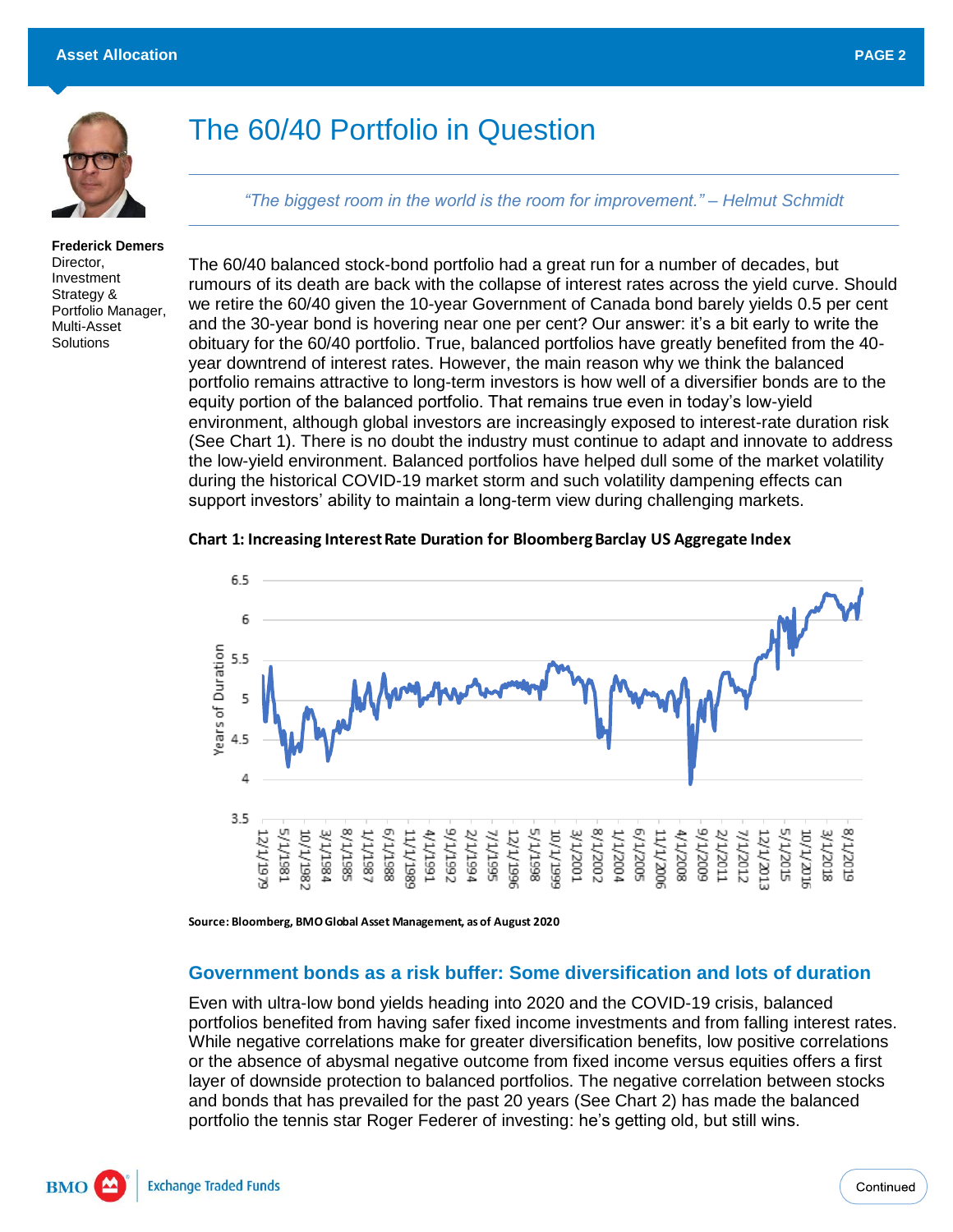# The 60/40 Portfolio in Question

*"The biggest room in the world is the room for improvement." – Helmut Schmidt*

**Frederick Demers**
Director, Investment Strategy & Portfolio Manager, Multi-Asset Solutions

The 60/40 balanced stock-bond portfolio had a great run for a number of decades, but rumours of its death are back with the collapse of interest rates across the yield curve. Should we retire the 60/40 given the 10-year Government of Canada bond barely yields 0.5 per cent and the 30-year bond is hovering near one per cent? Our answer: it's a bit early to write the obituary for the 60/40 portfolio. True, balanced portfolios have greatly benefited from the 40-year downtrend of interest rates. However, the main reason why we think the balanced portfolio remains attractive to long-term investors is how well of a diversifier bonds are to the equity portion of the balanced portfolio. That remains true even in today's low-yield environment, although global investors are increasingly exposed to interest-rate duration risk (See Chart 1). There is no doubt the industry must continue to adapt and innovate to address the low-yield environment. Balanced portfolios have helped dull some of the market volatility during the historical COVID-19 market storm and such volatility dampening effects can support investors' ability to maintain a long-term view during challenging markets.

**Chart 1: Increasing Interest Rate Duration for Bloomberg Barclay US Aggregate Index**

**Source: Bloomberg, BMO Global Asset Management, as of August 2020**

## Government bonds as a risk buffer: Some diversification and lots of duration

Even with ultra-low bond yields heading into 2020 and the COVID-19 crisis, balanced portfolios benefited from having safer fixed income investments and from falling interest rates. While negative correlations make for greater diversification benefits, low positive correlations or the absence of abysmal negative outcome from fixed income versus equities offers a first layer of downside protection to balanced portfolios. The negative correlation between stocks and bonds that has prevailed for the past 20 years (See Chart 2) has made the balanced portfolio the tennis star Roger Federer of investing: he's getting old, but still wins.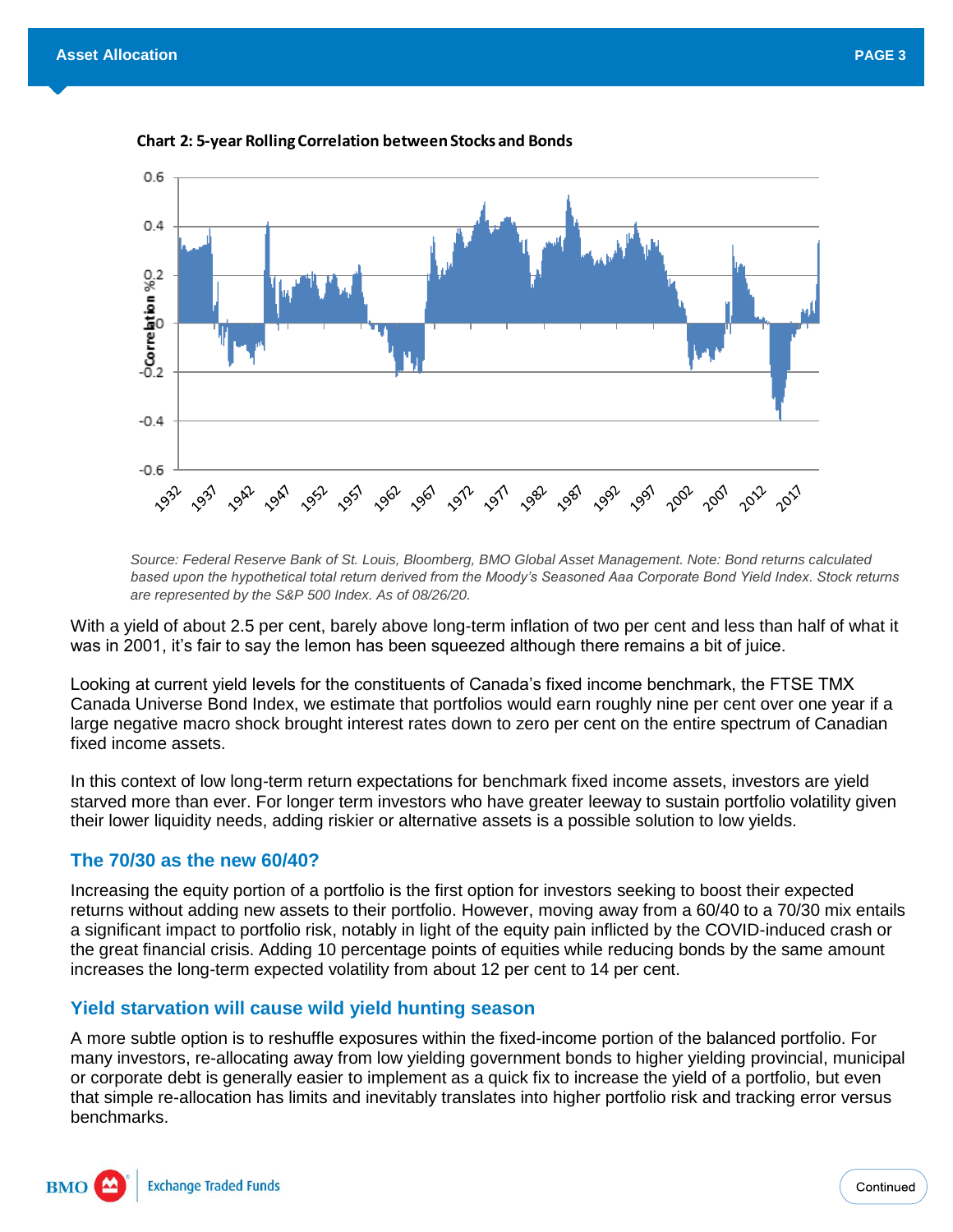**Chart 2: 5-year Rolling Correlation between Stocks and Bonds**

*Source: Federal Reserve Bank of St. Louis, Bloomberg, BMO Global Asset Management. Note: Bond returns calculated based upon the hypothetical total return derived from the Moody's Seasoned Aaa Corporate Bond Yield Index. Stock returns are represented by the S&P 500 Index. As of 08/26/20.*

With a yield of about 2.5 per cent, barely above long-term inflation of two per cent and less than half of what it was in 2001, it's fair to say the lemon has been squeezed although there remains a bit of juice.

Looking at current yield levels for the constituents of Canada's fixed income benchmark, the FTSE TMX Canada Universe Bond Index, we estimate that portfolios would earn roughly nine per cent over one year if a large negative macro shock brought interest rates down to zero per cent on the entire spectrum of Canadian fixed income assets.

In this context of low long-term return expectations for benchmark fixed income assets, investors are yield starved more than ever. For longer term investors who have greater leeway to sustain portfolio volatility given their lower liquidity needs, adding riskier or alternative assets is a possible solution to low yields.

## The 70/30 as the new 60/40?

Increasing the equity portion of a portfolio is the first option for investors seeking to boost their expected returns without adding new assets to their portfolio. However, moving away from a 60/40 to a 70/30 mix entails a significant impact to portfolio risk, notably in light of the equity pain inflicted by the COVID-induced crash or the great financial crisis. Adding 10 percentage points of equities while reducing bonds by the same amount increases the long-term expected volatility from about 12 per cent to 14 per cent.

## Yield starvation will cause wild yield hunting season

A more subtle option is to reshuffle exposures within the fixed-income portion of the balanced portfolio. For many investors, re-allocating away from low yielding government bonds to higher yielding provincial, municipal or corporate debt is generally easier to implement as a quick fix to increase the yield of a portfolio, but even that simple re-allocation has limits and inevitably translates into higher portfolio risk and tracking error versus benchmarks.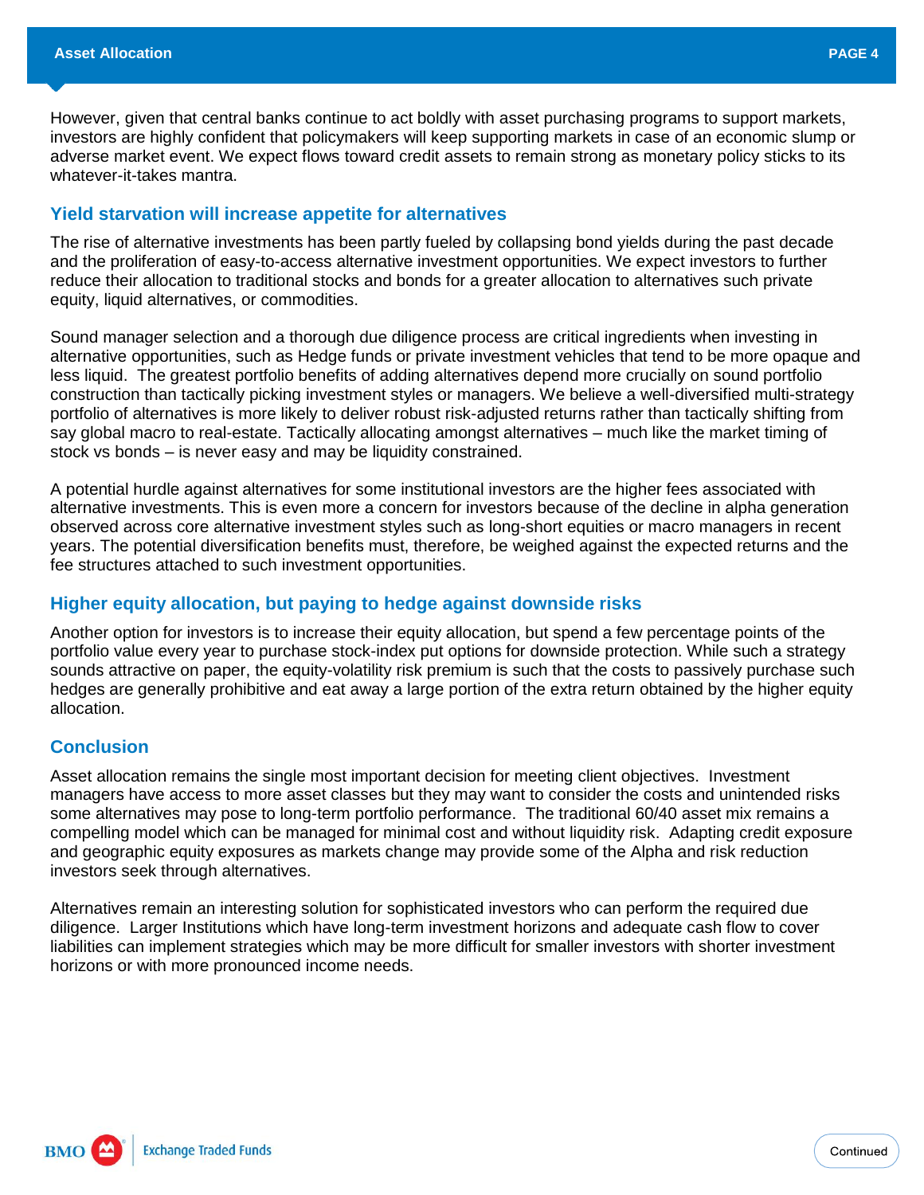However, given that central banks continue to act boldly with asset purchasing programs to support markets, investors are highly confident that policymakers will keep supporting markets in case of an economic slump or adverse market event. We expect flows toward credit assets to remain strong as monetary policy sticks to its whatever-it-takes mantra.

## Yield starvation will increase appetite for alternatives

The rise of alternative investments has been partly fueled by collapsing bond yields during the past decade and the proliferation of easy-to-access alternative investment opportunities. We expect investors to further reduce their allocation to traditional stocks and bonds for a greater allocation to alternatives such private equity, liquid alternatives, or commodities.

Sound manager selection and a thorough due diligence process are critical ingredients when investing in alternative opportunities, such as Hedge funds or private investment vehicles that tend to be more opaque and less liquid. The greatest portfolio benefits of adding alternatives depend more crucially on sound portfolio construction than tactically picking investment styles or managers. We believe a well-diversified multi-strategy portfolio of alternatives is more likely to deliver robust risk-adjusted returns rather than tactically shifting from say global macro to real-estate. Tactically allocating amongst alternatives – much like the market timing of stock vs bonds – is never easy and may be liquidity constrained.

A potential hurdle against alternatives for some institutional investors are the higher fees associated with alternative investments. This is even more a concern for investors because of the decline in alpha generation observed across core alternative investment styles such as long-short equities or macro managers in recent years. The potential diversification benefits must, therefore, be weighed against the expected returns and the fee structures attached to such investment opportunities.

## Higher equity allocation, but paying to hedge against downside risks

Another option for investors is to increase their equity allocation, but spend a few percentage points of the portfolio value every year to purchase stock-index put options for downside protection. While such a strategy sounds attractive on paper, the equity-volatility risk premium is such that the costs to passively purchase such hedges are generally prohibitive and eat away a large portion of the extra return obtained by the higher equity allocation.

## Conclusion

Asset allocation remains the single most important decision for meeting client objectives. Investment managers have access to more asset classes but they may want to consider the costs and unintended risks some alternatives may pose to long-term portfolio performance. The traditional 60/40 asset mix remains a compelling model which can be managed for minimal cost and without liquidity risk. Adapting credit exposure and geographic equity exposures as markets change may provide some of the Alpha and risk reduction investors seek through alternatives.

Alternatives remain an interesting solution for sophisticated investors who can perform the required due diligence. Larger Institutions which have long-term investment horizons and adequate cash flow to cover liabilities can implement strategies which may be more difficult for smaller investors with shorter investment horizons or with more pronounced income needs.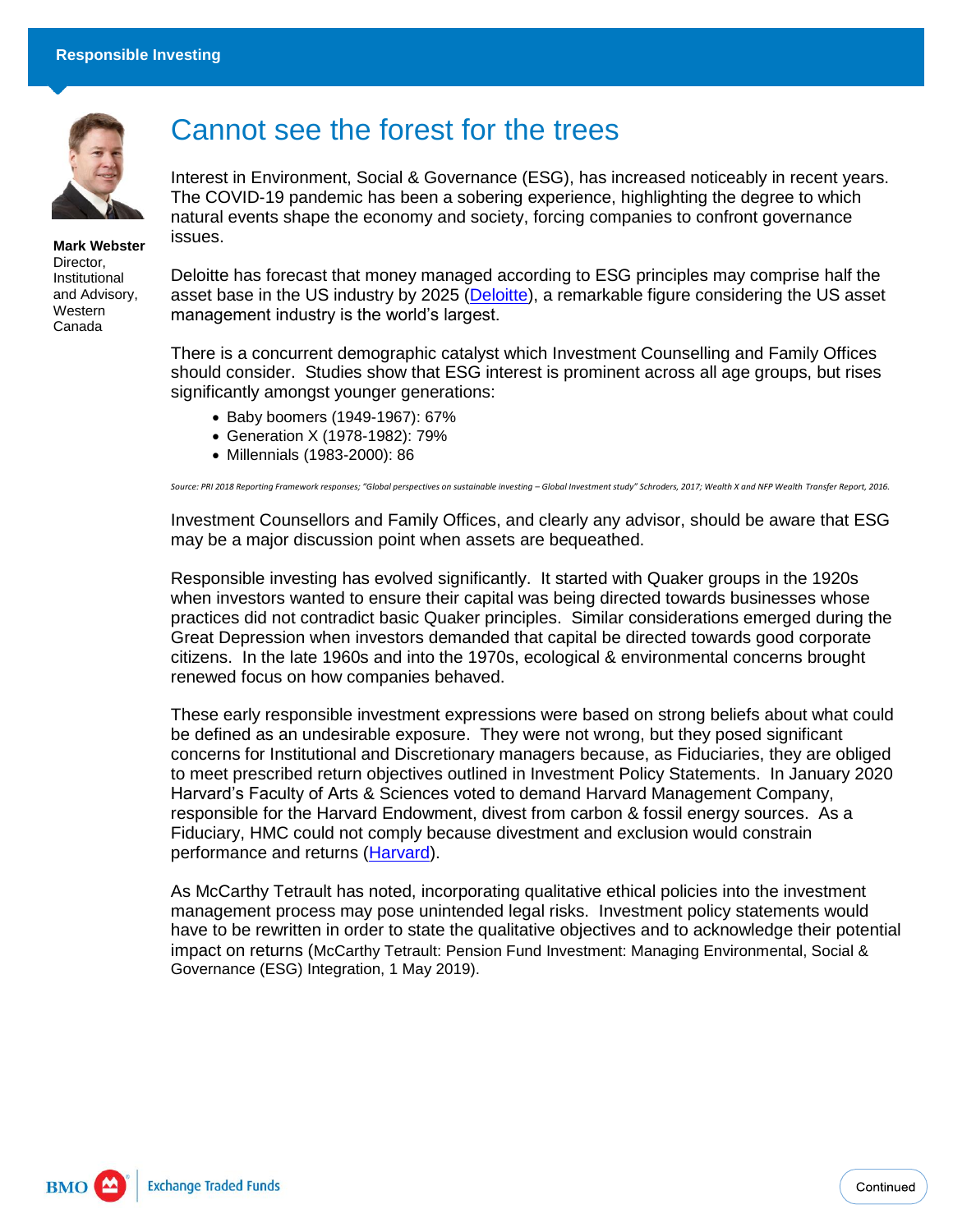Responsible Investing

# Cannot see the forest for the trees

**Mark Webster**
Director, Institutional and Advisory, Western Canada

Interest in Environment, Social & Governance (ESG), has increased noticeably in recent years. The COVID-19 pandemic has been a sobering experience, highlighting the degree to which natural events shape the economy and society, forcing companies to confront governance issues.

Deloitte has forecast that money managed according to ESG principles may comprise half the asset base in the US industry by 2025 (Deloitte), a remarkable figure considering the US asset management industry is the world's largest.

There is a concurrent demographic catalyst which Investment Counselling and Family Offices should consider. Studies show that ESG interest is prominent across all age groups, but rises significantly amongst younger generations:

- Baby boomers (1949-1967): 67%
- Generation X (1978-1982): 79%
- Millennials (1983-2000): 86

*Source: PRI 2018 Reporting Framework responses; "Global perspectives on sustainable investing – Global Investment study" Schroders, 2017; Wealth X and NFP Wealth Transfer Report, 2016.*

Investment Counsellors and Family Offices, and clearly any advisor, should be aware that ESG may be a major discussion point when assets are bequeathed.

Responsible investing has evolved significantly. It started with Quaker groups in the 1920s when investors wanted to ensure their capital was being directed towards businesses whose practices did not contradict basic Quaker principles. Similar considerations emerged during the Great Depression when investors demanded that capital be directed towards good corporate citizens. In the late 1960s and into the 1970s, ecological & environmental concerns brought renewed focus on how companies behaved.

These early responsible investment expressions were based on strong beliefs about what could be defined as an undesirable exposure. They were not wrong, but they posed significant concerns for Institutional and Discretionary managers because, as Fiduciaries, they are obliged to meet prescribed return objectives outlined in Investment Policy Statements. In January 2020 Harvard's Faculty of Arts & Sciences voted to demand Harvard Management Company, responsible for the Harvard Endowment, divest from carbon & fossil energy sources. As a Fiduciary, HMC could not comply because divestment and exclusion would constrain performance and returns (Harvard).

As McCarthy Tetrault has noted, incorporating qualitative ethical policies into the investment management process may pose unintended legal risks. Investment policy statements would have to be rewritten in order to state the qualitative objectives and to acknowledge their potential impact on returns (McCarthy Tetrault: Pension Fund Investment: Managing Environmental, Social & Governance (ESG) Integration, 1 May 2019).

Continued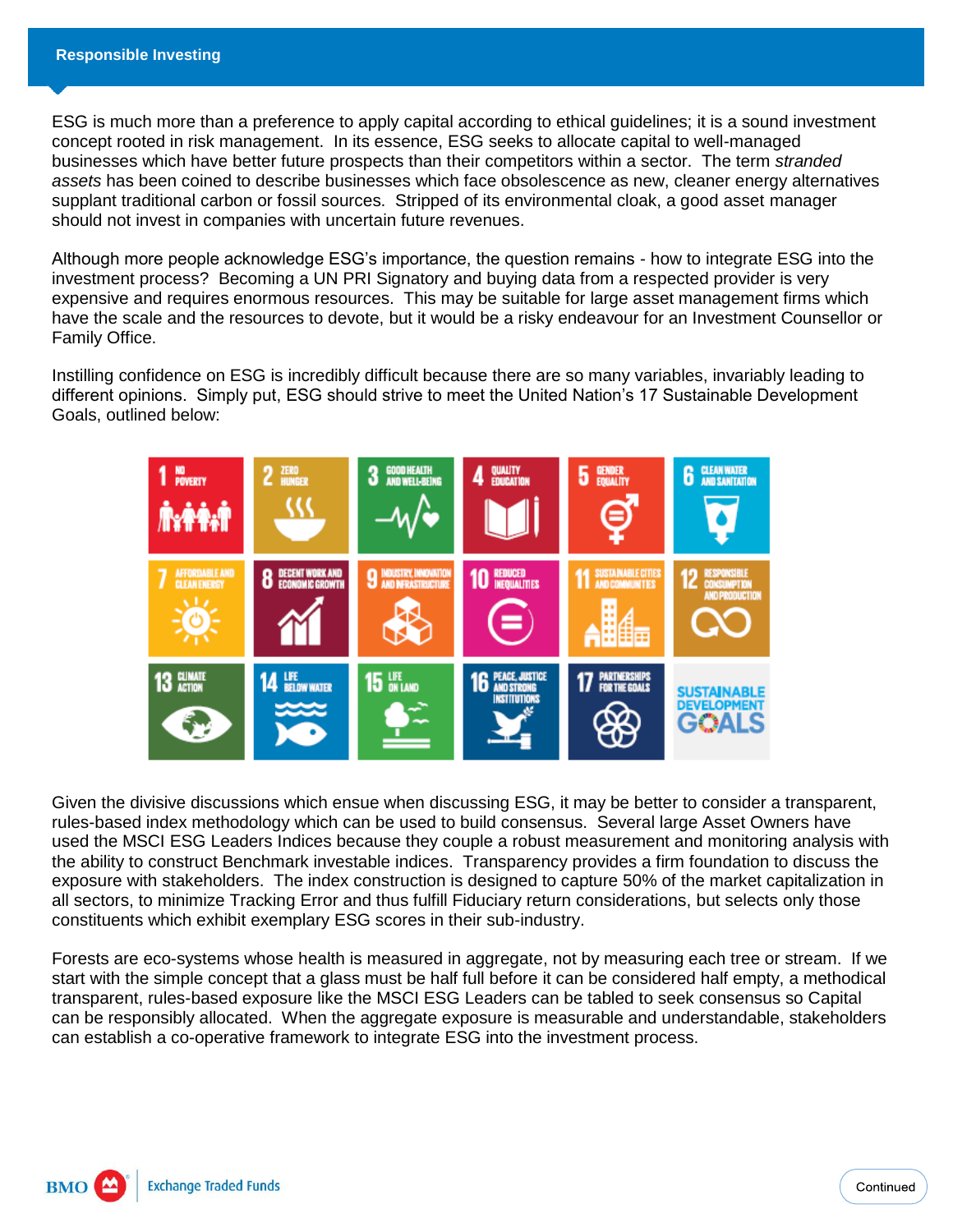ESG is much more than a preference to apply capital according to ethical guidelines; it is a sound investment concept rooted in risk management. In its essence, ESG seeks to allocate capital to well-managed businesses which have better future prospects than their competitors within a sector. The term *stranded assets* has been coined to describe businesses which face obsolescence as new, cleaner energy alternatives supplant traditional carbon or fossil sources. Stripped of its environmental cloak, a good asset manager should not invest in companies with uncertain future revenues.

Although more people acknowledge ESG's importance, the question remains - how to integrate ESG into the investment process? Becoming a UN PRI Signatory and buying data from a respected provider is very expensive and requires enormous resources. This may be suitable for large asset management firms which have the scale and the resources to devote, but it would be a risky endeavour for an Investment Counsellor or Family Office.

Instilling confidence on ESG is incredibly difficult because there are so many variables, invariably leading to different opinions. Simply put, ESG should strive to meet the United Nation's 17 Sustainable Development Goals, outlined below:

1 NO POVERTY | 2 ZERO HUNGER | 3 GOOD HEALTH AND WELL-BEING | 4 QUALITY EDUCATION | 5 GENDER EQUALITY | 6 CLEAN WATER AND SANITATION | 7 AFFORDABLE AND CLEAN ENERGY | 8 DECENT WORK AND ECONOMIC GROWTH | 9 INDUSTRY, INNOVATION AND INFRASTRUCTURE | 10 REDUCED INEQUALITIES | 11 SUSTAINABLE CITIES AND COMMUNITIES | 12 RESPONSIBLE CONSUMPTION AND PRODUCTION | 13 CLIMATE ACTION | 14 LIFE BELOW WATER | 15 LIFE ON LAND | 16 PEACE, JUSTICE AND STRONG INSTITUTIONS | 17 PARTNERSHIPS FOR THE GOALS | SUSTAINABLE DEVELOPMENT GOALS

Given the divisive discussions which ensue when discussing ESG, it may be better to consider a transparent, rules-based index methodology which can be used to build consensus. Several large Asset Owners have used the MSCI ESG Leaders Indices because they couple a robust measurement and monitoring analysis with the ability to construct Benchmark investable indices. Transparency provides a firm foundation to discuss the exposure with stakeholders. The index construction is designed to capture 50% of the market capitalization in all sectors, to minimize Tracking Error and thus fulfill Fiduciary return considerations, but selects only those constituents which exhibit exemplary ESG scores in their sub-industry.

Forests are eco-systems whose health is measured in aggregate, not by measuring each tree or stream. If we start with the simple concept that a glass must be half full before it can be considered half empty, a methodical transparent, rules-based exposure like the MSCI ESG Leaders can be tabled to seek consensus so Capital can be responsibly allocated. When the aggregate exposure is measurable and understandable, stakeholders can establish a co-operative framework to integrate ESG into the investment process.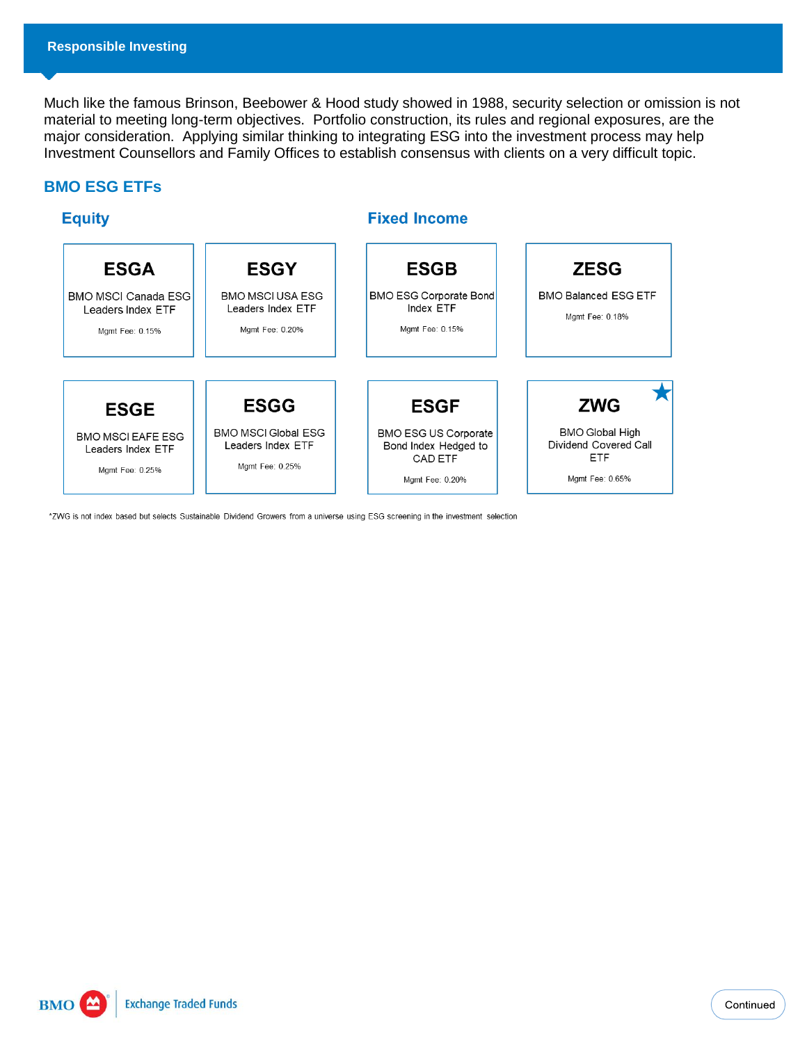## Responsible Investing

Much like the famous Brinson, Beebower & Hood study showed in 1988, security selection or omission is not material to meeting long-term objectives. Portfolio construction, its rules and regional exposures, are the major consideration. Applying similar thinking to integrating ESG into the investment process may help Investment Counsellors and Family Offices to establish consensus with clients on a very difficult topic.

## BMO ESG ETFs

### Equity

**ESGA**
BMO MSCI Canada ESG Leaders Index ETF
Mgmt Fee: 0.15%

**ESGY**
BMO MSCI USA ESG Leaders Index ETF
Mgmt Fee: 0.20%

**ESGE**
BMO MSCI EAFE ESG Leaders Index ETF
Mgmt Fee: 0.25%

**ESGG**
BMO MSCI Global ESG Leaders Index ETF
Mgmt Fee: 0.25%

### Fixed Income

**ESGB**
BMO ESG Corporate Bond Index ETF
Mgmt Fee: 0.15%

**ZESG**
BMO Balanced ESG ETF
Mgmt Fee: 0.18%

**ESGF**
BMO ESG US Corporate Bond Index Hedged to CAD ETF
Mgmt Fee: 0.20%

**ZWG** ★
BMO Global High Dividend Covered Call ETF
Mgmt Fee: 0.65%

*ZWG is not index based but selects Sustainable Dividend Growers from a universe using ESG screening in the investment selection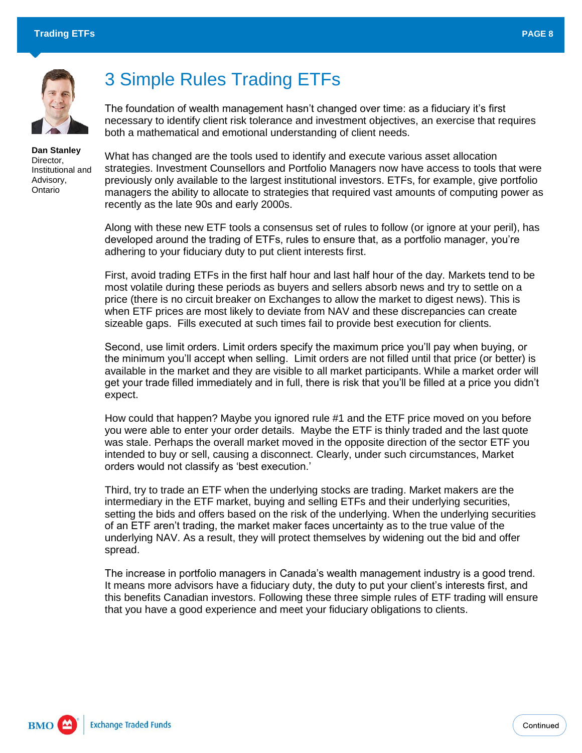# 3 Simple Rules Trading ETFs

**Dan Stanley**
Director, Institutional and Advisory, Ontario

The foundation of wealth management hasn't changed over time: as a fiduciary it's first necessary to identify client risk tolerance and investment objectives, an exercise that requires both a mathematical and emotional understanding of client needs.

What has changed are the tools used to identify and execute various asset allocation strategies. Investment Counsellors and Portfolio Managers now have access to tools that were previously only available to the largest institutional investors. ETFs, for example, give portfolio managers the ability to allocate to strategies that required vast amounts of computing power as recently as the late 90s and early 2000s.

Along with these new ETF tools a consensus set of rules to follow (or ignore at your peril), has developed around the trading of ETFs, rules to ensure that, as a portfolio manager, you're adhering to your fiduciary duty to put client interests first.

First, avoid trading ETFs in the first half hour and last half hour of the day. Markets tend to be most volatile during these periods as buyers and sellers absorb news and try to settle on a price (there is no circuit breaker on Exchanges to allow the market to digest news). This is when ETF prices are most likely to deviate from NAV and these discrepancies can create sizeable gaps. Fills executed at such times fail to provide best execution for clients.

Second, use limit orders. Limit orders specify the maximum price you'll pay when buying, or the minimum you'll accept when selling. Limit orders are not filled until that price (or better) is available in the market and they are visible to all market participants. While a market order will get your trade filled immediately and in full, there is risk that you'll be filled at a price you didn't expect.

How could that happen? Maybe you ignored rule #1 and the ETF price moved on you before you were able to enter your order details. Maybe the ETF is thinly traded and the last quote was stale. Perhaps the overall market moved in the opposite direction of the sector ETF you intended to buy or sell, causing a disconnect. Clearly, under such circumstances, Market orders would not classify as 'best execution.'

Third, try to trade an ETF when the underlying stocks are trading. Market makers are the intermediary in the ETF market, buying and selling ETFs and their underlying securities, setting the bids and offers based on the risk of the underlying. When the underlying securities of an ETF aren't trading, the market maker faces uncertainty as to the true value of the underlying NAV. As a result, they will protect themselves by widening out the bid and offer spread.

The increase in portfolio managers in Canada's wealth management industry is a good trend. It means more advisors have a fiduciary duty, the duty to put your client's interests first, and this benefits Canadian investors. Following these three simple rules of ETF trading will ensure that you have a good experience and meet your fiduciary obligations to clients.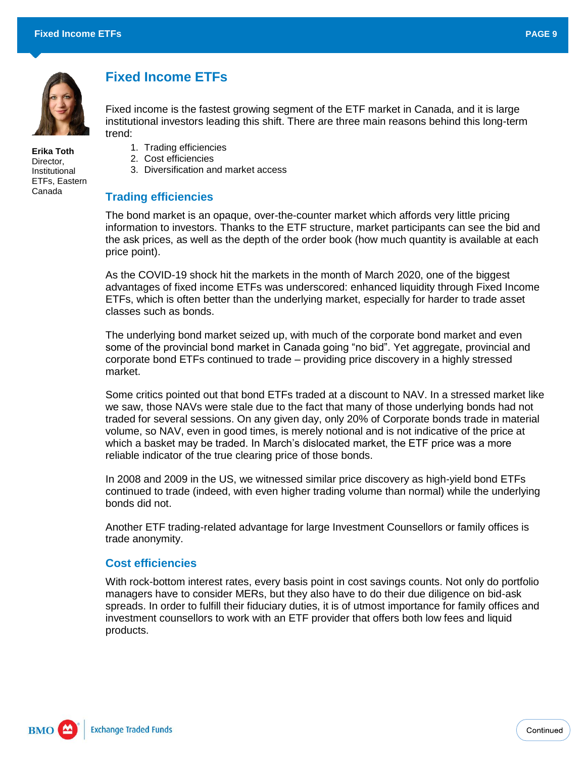# Fixed Income ETFs

**Erika Toth**
Director, Institutional ETFs, Eastern Canada

Fixed income is the fastest growing segment of the ETF market in Canada, and it is large institutional investors leading this shift. There are three main reasons behind this long-term trend:

1. Trading efficiencies
2. Cost efficiencies
3. Diversification and market access

## Trading efficiencies

The bond market is an opaque, over-the-counter market which affords very little pricing information to investors. Thanks to the ETF structure, market participants can see the bid and the ask prices, as well as the depth of the order book (how much quantity is available at each price point).

As the COVID-19 shock hit the markets in the month of March 2020, one of the biggest advantages of fixed income ETFs was underscored: enhanced liquidity through Fixed Income ETFs, which is often better than the underlying market, especially for harder to trade asset classes such as bonds.

The underlying bond market seized up, with much of the corporate bond market and even some of the provincial bond market in Canada going "no bid". Yet aggregate, provincial and corporate bond ETFs continued to trade – providing price discovery in a highly stressed market.

Some critics pointed out that bond ETFs traded at a discount to NAV. In a stressed market like we saw, those NAVs were stale due to the fact that many of those underlying bonds had not traded for several sessions. On any given day, only 20% of Corporate bonds trade in material volume, so NAV, even in good times, is merely notional and is not indicative of the price at which a basket may be traded. In March's dislocated market, the ETF price was a more reliable indicator of the true clearing price of those bonds.

In 2008 and 2009 in the US, we witnessed similar price discovery as high-yield bond ETFs continued to trade (indeed, with even higher trading volume than normal) while the underlying bonds did not.

Another ETF trading-related advantage for large Investment Counsellors or family offices is trade anonymity.

## Cost efficiencies

With rock-bottom interest rates, every basis point in cost savings counts. Not only do portfolio managers have to consider MERs, but they also have to do their due diligence on bid-ask spreads. In order to fulfill their fiduciary duties, it is of utmost importance for family offices and investment counsellors to work with an ETF provider that offers both low fees and liquid products.

Continued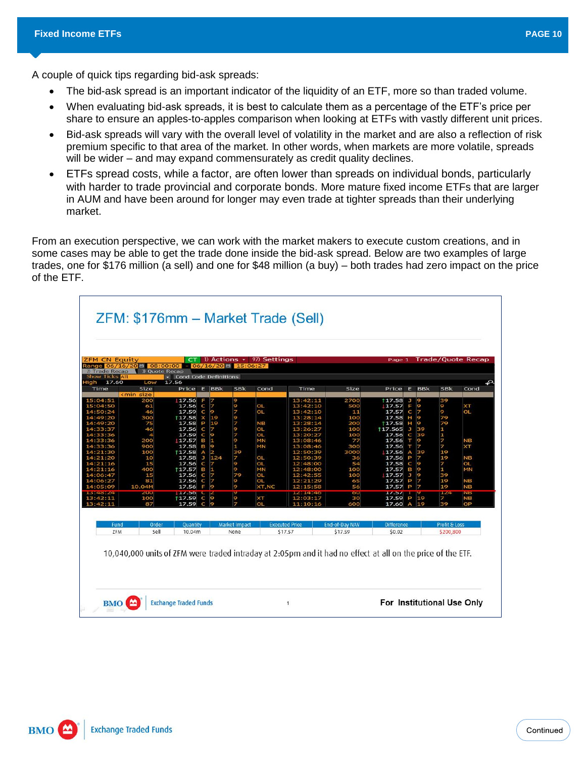A couple of quick tips regarding bid-ask spreads:

- The bid-ask spread is an important indicator of the liquidity of an ETF, more so than traded volume.
- When evaluating bid-ask spreads, it is best to calculate them as a percentage of the ETF's price per share to ensure an apples-to-apples comparison when looking at ETFs with vastly different unit prices.
- Bid-ask spreads will vary with the overall level of volatility in the market and are also a reflection of risk premium specific to that area of the market. In other words, when markets are more volatile, spreads will be wider – and may expand commensurately as credit quality declines.
- ETFs spread costs, while a factor, are often lower than spreads on individual bonds, particularly with harder to trade provincial and corporate bonds. More mature fixed income ETFs that are larger in AUM and have been around for longer may even trade at tighter spreads than their underlying market.

From an execution perspective, we can work with the market makers to execute custom creations, and in some cases may be able to get the trade done inside the bid-ask spread. Below are two examples of large trades, one for $176 million (a sell) and one for $48 million (a buy) – both trades had zero impact on the price of the ETF.

## ZFM: $176mm – Market Trade (Sell)

ZFM CN Equity — Trade/Quote Recap — Range 06/16/20 08:00:00 – 06/16/20 15:06:27 — High 17.60 Low 17.56

| Time | Size | Price | E | BBk | SBk | Cond | Time | Size | Price | E | BBk | SBk | Cond |
|---|---|---|---|---|---|---|---|---|---|---|---|---|---|
| 15:04:51 | 200 | ↓17.56 | F | 7 | 9 | | 13:42:11 | 2700 | ↑17.58 | J | 9 | 39 | |
| 15:04:50 | 61 | 17.56 | C | 7 | 9 | OL | 13:42:10 | 500 | ↓17.57 | F | 9 | 9 | XT |
| 14:50:24 | 46 | 17.59 | C | 9 | 7 | OL | 13:42:10 | 11 | 17.57 | C | 7 | 9 | OL |
| 14:49:20 | 300 | ↑17.58 | X | 19 | 9 | | 13:28:14 | 100 | 17.58 | H | 9 | 79 | |
| 14:49:20 | 75 | 17.58 | P | 19 | 7 | NB | 13:28:14 | 200 | ↑17.58 | H | 9 | 79 | |
| 14:33:37 | 46 | 17.56 | C | 7 | 9 | OL | 13:26:27 | 100 | ↑17.565 | J | 39 | 1 | |
| 14:33:36 | 4 | 17.59 | C | 9 | 7 | OL | 13:20:27 | 100 | 17.56 | C | 39 | 1 | |
| 14:33:36 | 200 | ↓17.57 | B | 1 | 9 | MN | 13:08:46 | 77 | 17.56 | T | 9 | 7 | NB |
| 14:33:36 | 900 | 17.58 | B | 9 | 1 | MN | 13:08:46 | 300 | 17.56 | T | 7 | 7 | XT |
| 14:21:30 | 100 | ↑17.58 | A | 2 | 39 | | 12:50:39 | 3000 | ↓17.56 | A | 39 | 19 | |
| 14:21:20 | 10 | 17.58 | J | 124 | 7 | OL | 12:50:39 | 36 | 17.56 | P | 7 | 19 | NB |
| 14:21:16 | 15 | 17.56 | C | 7 | 9 | OL | 12:48:00 | 54 | 17.58 | C | 9 | 7 | OL |
| 14:21:16 | 400 | ↑17.57 | B | 1 | 9 | MN | 12:48:00 | 100 | 17.57 | B | 9 | 1 | MN |
| 14:06:47 | 15 | 17.56 | C | 7 | 79 | OL | 12:42:55 | 100 | ↓17.57 | J | 9 | 39 | |
| 14:06:27 | 81 | 17.56 | C | 7 | 9 | OL | 12:21:29 | 65 | 17.57 | P | 7 | 19 | NB |
| 14:05:09 | 10.04M | 17.56 | F | 9 | 9 | XT,NC | 12:15:58 | 56 | 17.57 | P | 7 | 19 | NB |
| 13:48:24 | 200 | ↑17.56 | C | 2 | 9 | | 12:14:46 | 60 | 17.57 | T | 9 | 124 | NB |
| 13:42:11 | 100 | ↑17.59 | C | 9 | 9 | XT | 12:03:17 | 30 | 17.59 | P | 19 | 7 | NB |
| 13:42:11 | 87 | 17.59 | C | 9 | 7 | OL | 11:10:16 | 600 | 17.60 | A | 19 | 39 | OP |

| Fund | Order | Quantity | Market Impact | Executed Price | End-of-Day NAV | Difference | Profit & Loss |
|---|---|---|---|---|---|---|---|
| ZFM | Sell | 10.04m | None | $17.57 | $17.59 | $0.02 | $200,800 |

10,040,000 units of ZFM were traded intraday at 2:05pm and it had no effect at all on the price of the ETF.

For Institutional Use Only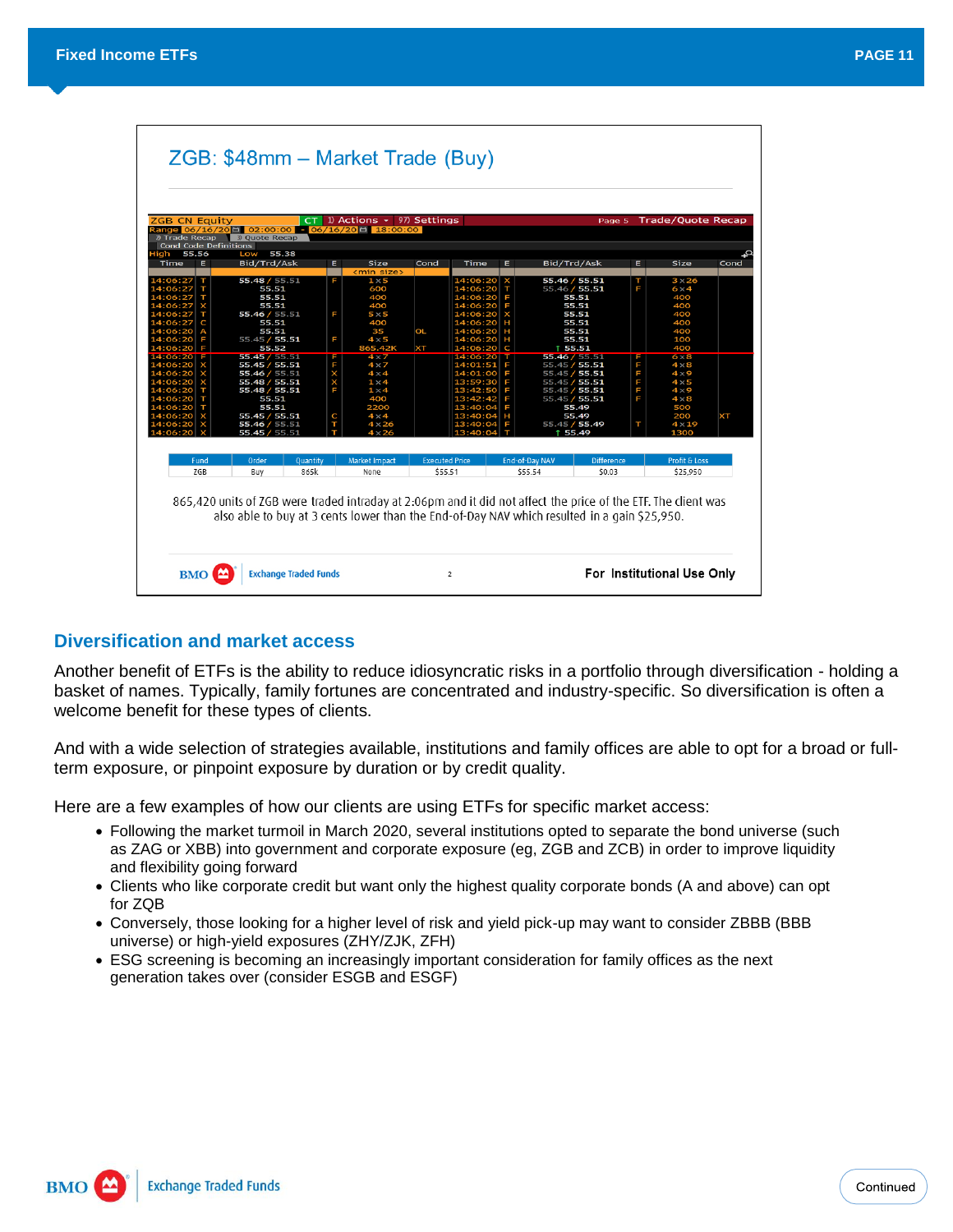## ZGB: $48mm – Market Trade (Buy)

| Fund | Order | Quantity | Market Impact | Executed Price | End-of-Day NAV | Difference | Profit & Loss |
|---|---|---|---|---|---|---|---|
| ZGB | Buy | 865k | None | $55.51 | $55.54 | $0.03 | $25,950 |

865,420 units of ZGB were traded intraday at 2:06pm and it did not affect the price of the ETF. The client was also able to buy at 3 cents lower than the End-of-Day NAV which resulted in a gain $25,950.

For Institutional Use Only

## Diversification and market access

Another benefit of ETFs is the ability to reduce idiosyncratic risks in a portfolio through diversification - holding a basket of names. Typically, family fortunes are concentrated and industry-specific. So diversification is often a welcome benefit for these types of clients.

And with a wide selection of strategies available, institutions and family offices are able to opt for a broad or full-term exposure, or pinpoint exposure by duration or by credit quality.

Here are a few examples of how our clients are using ETFs for specific market access:

- Following the market turmoil in March 2020, several institutions opted to separate the bond universe (such as ZAG or XBB) into government and corporate exposure (eg, ZGB and ZCB) in order to improve liquidity and flexibility going forward
- Clients who like corporate credit but want only the highest quality corporate bonds (A and above) can opt for ZQB
- Conversely, those looking for a higher level of risk and yield pick-up may want to consider ZBBB (BBB universe) or high-yield exposures (ZHY/ZJK, ZFH)
- ESG screening is becoming an increasingly important consideration for family offices as the next generation takes over (consider ESGB and ESGF)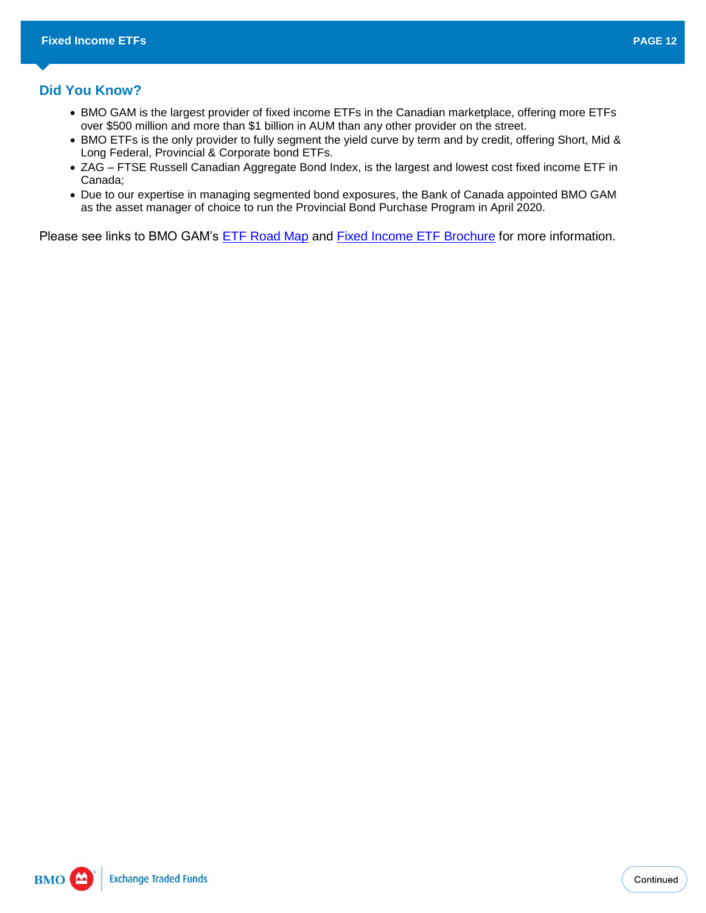## Did You Know?

- BMO GAM is the largest provider of fixed income ETFs in the Canadian marketplace, offering more ETFs over $500 million and more than $1 billion in AUM than any other provider on the street.
- BMO ETFs is the only provider to fully segment the yield curve by term and by credit, offering Short, Mid & Long Federal, Provincial & Corporate bond ETFs.
- ZAG – FTSE Russell Canadian Aggregate Bond Index, is the largest and lowest cost fixed income ETF in Canada;
- Due to our expertise in managing segmented bond exposures, the Bank of Canada appointed BMO GAM as the asset manager of choice to run the Provincial Bond Purchase Program in April 2020.

Please see links to BMO GAM's ETF Road Map and Fixed Income ETF Brochure for more information.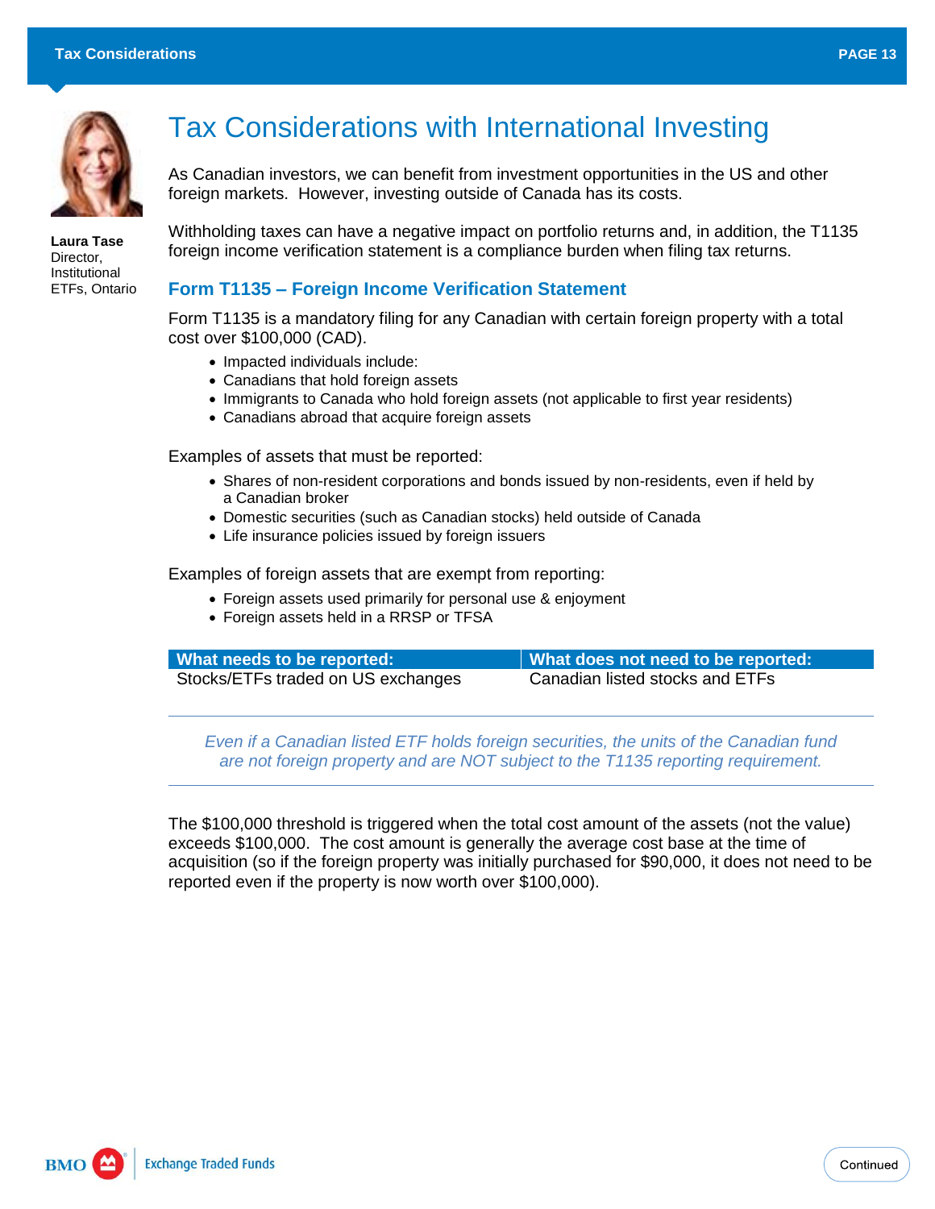# Tax Considerations with International Investing

**Laura Tase**
Director, Institutional ETFs, Ontario

As Canadian investors, we can benefit from investment opportunities in the US and other foreign markets. However, investing outside of Canada has its costs.

Withholding taxes can have a negative impact on portfolio returns and, in addition, the T1135 foreign income verification statement is a compliance burden when filing tax returns.

## Form T1135 – Foreign Income Verification Statement

Form T1135 is a mandatory filing for any Canadian with certain foreign property with a total cost over $100,000 (CAD).

- Impacted individuals include:
- Canadians that hold foreign assets
- Immigrants to Canada who hold foreign assets (not applicable to first year residents)
- Canadians abroad that acquire foreign assets

Examples of assets that must be reported:

- Shares of non-resident corporations and bonds issued by non-residents, even if held by a Canadian broker
- Domestic securities (such as Canadian stocks) held outside of Canada
- Life insurance policies issued by foreign issuers

Examples of foreign assets that are exempt from reporting:

- Foreign assets used primarily for personal use & enjoyment
- Foreign assets held in a RRSP or TFSA

| What needs to be reported: | What does not need to be reported: |
|---|---|
| Stocks/ETFs traded on US exchanges | Canadian listed stocks and ETFs |

*Even if a Canadian listed ETF holds foreign securities, the units of the Canadian fund are not foreign property and are NOT subject to the T1135 reporting requirement.*

The $100,000 threshold is triggered when the total cost amount of the assets (not the value) exceeds $100,000. The cost amount is generally the average cost base at the time of acquisition (so if the foreign property was initially purchased for $90,000, it does not need to be reported even if the property is now worth over $100,000).

Continued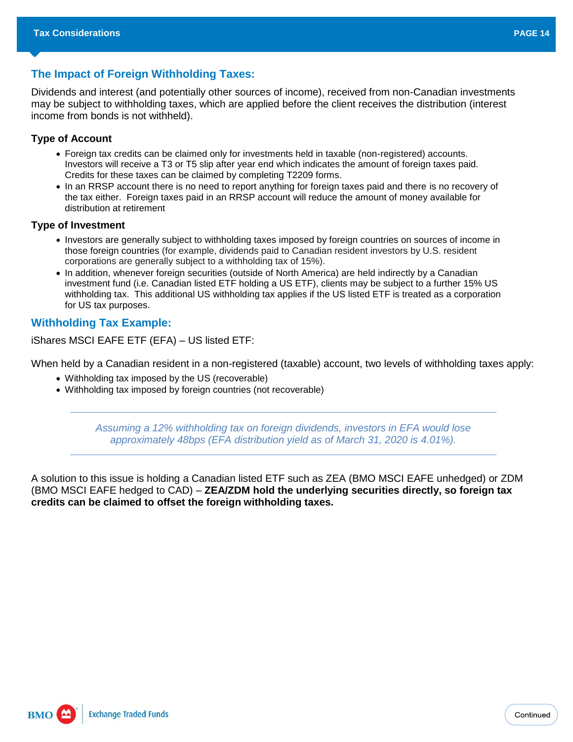## The Impact of Foreign Withholding Taxes:

Dividends and interest (and potentially other sources of income), received from non-Canadian investments may be subject to withholding taxes, which are applied before the client receives the distribution (interest income from bonds is not withheld).

### Type of Account

- Foreign tax credits can be claimed only for investments held in taxable (non-registered) accounts. Investors will receive a T3 or T5 slip after year end which indicates the amount of foreign taxes paid. Credits for these taxes can be claimed by completing T2209 forms.
- In an RRSP account there is no need to report anything for foreign taxes paid and there is no recovery of the tax either. Foreign taxes paid in an RRSP account will reduce the amount of money available for distribution at retirement

### Type of Investment

- Investors are generally subject to withholding taxes imposed by foreign countries on sources of income in those foreign countries (for example, dividends paid to Canadian resident investors by U.S. resident corporations are generally subject to a withholding tax of 15%).
- In addition, whenever foreign securities (outside of North America) are held indirectly by a Canadian investment fund (i.e. Canadian listed ETF holding a US ETF), clients may be subject to a further 15% US withholding tax. This additional US withholding tax applies if the US listed ETF is treated as a corporation for US tax purposes.

## Withholding Tax Example:

iShares MSCI EAFE ETF (EFA) – US listed ETF:

When held by a Canadian resident in a non-registered (taxable) account, two levels of withholding taxes apply:

- Withholding tax imposed by the US (recoverable)
- Withholding tax imposed by foreign countries (not recoverable)

---

*Assuming a 12% withholding tax on foreign dividends, investors in EFA would lose approximately 48bps (EFA distribution yield as of March 31, 2020 is 4.01%).*

---

A solution to this issue is holding a Canadian listed ETF such as ZEA (BMO MSCI EAFE unhedged) or ZDM (BMO MSCI EAFE hedged to CAD) – **ZEA/ZDM hold the underlying securities directly, so foreign tax credits can be claimed to offset the foreign withholding taxes.**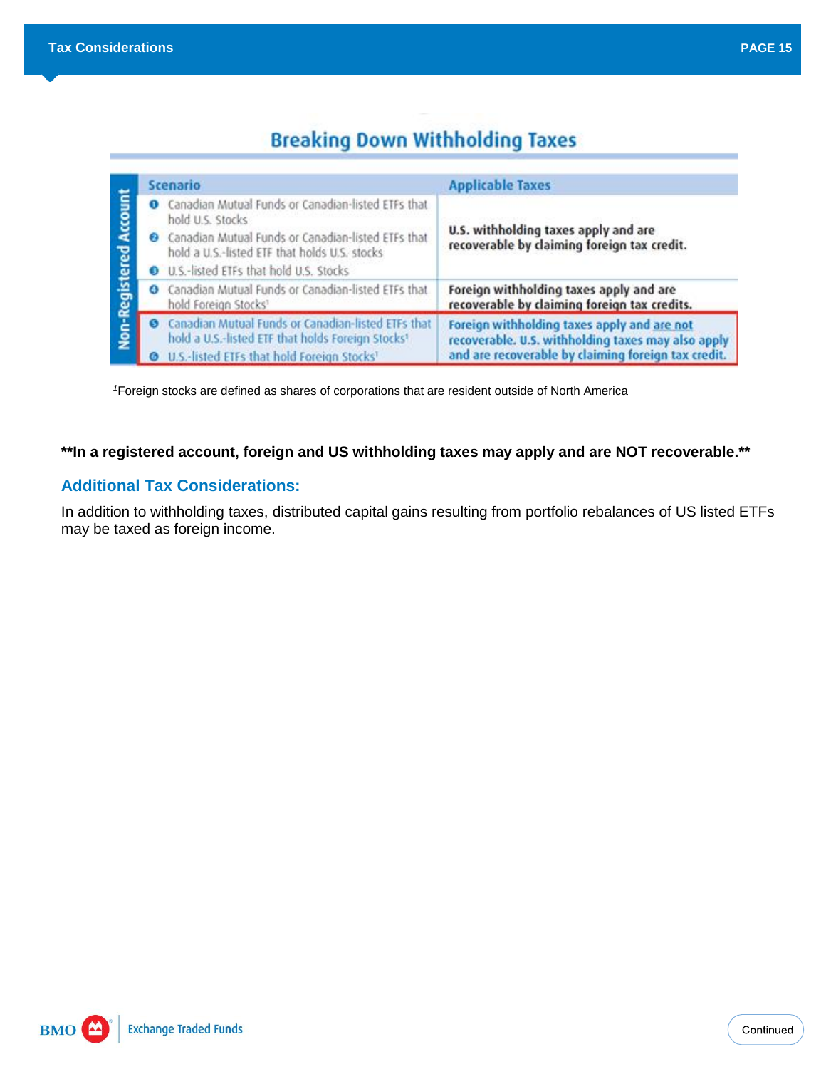## Breaking Down Withholding Taxes

| Non-Registered Account | Scenario | Applicable Taxes |
|---|---|---|
| | 1. Canadian Mutual Funds or Canadian-listed ETFs that hold U.S. Stocks<br>2. Canadian Mutual Funds or Canadian-listed ETFs that hold a U.S.-listed ETF that holds U.S. stocks<br>3. U.S.-listed ETFs that hold U.S. Stocks | **U.S. withholding taxes apply and are recoverable by claiming foreign tax credit.** |
| | 4. Canadian Mutual Funds or Canadian-listed ETFs that hold Foreign Stocks[1] | **Foreign withholding taxes apply and are recoverable by claiming foreign tax credits.** |
| | 5. Canadian Mutual Funds or Canadian-listed ETFs that hold a U.S.-listed ETF that holds Foreign Stocks[1]<br>6. U.S.-listed ETFs that hold Foreign Stocks[1] | **Foreign withholding taxes apply and are not recoverable. U.S. withholding taxes may also apply and are recoverable by claiming foreign tax credit.** |

[1]Foreign stocks are defined as shares of corporations that are resident outside of North America

**In a registered account, foreign and US withholding taxes may apply and are NOT recoverable.**

### Additional Tax Considerations:

In addition to withholding taxes, distributed capital gains resulting from portfolio rebalances of US listed ETFs may be taxed as foreign income.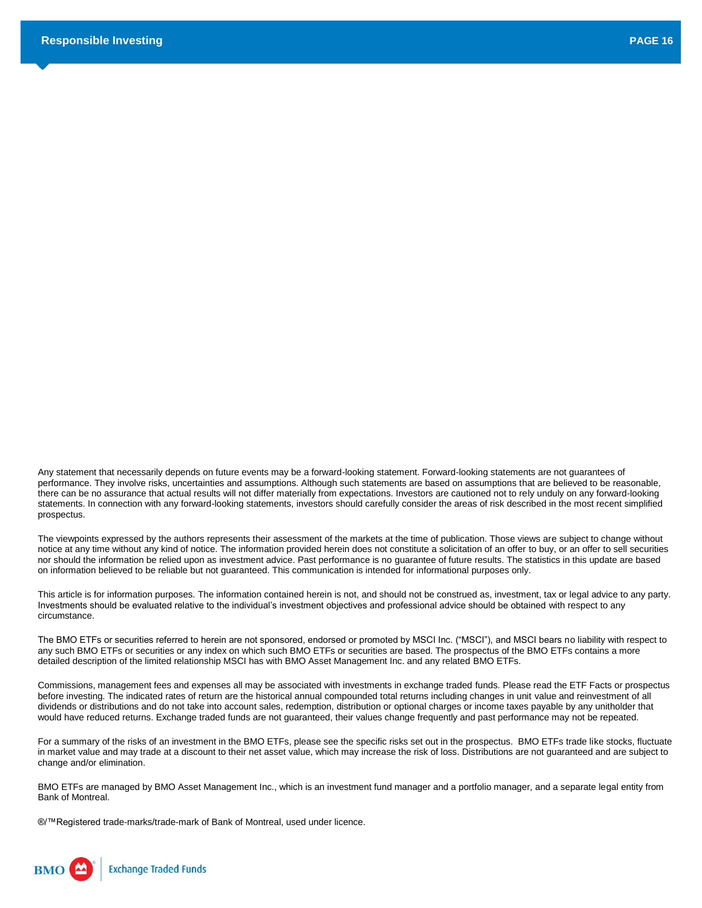Any statement that necessarily depends on future events may be a forward-looking statement. Forward-looking statements are not guarantees of performance. They involve risks, uncertainties and assumptions. Although such statements are based on assumptions that are believed to be reasonable, there can be no assurance that actual results will not differ materially from expectations. Investors are cautioned not to rely unduly on any forward-looking statements. In connection with any forward-looking statements, investors should carefully consider the areas of risk described in the most recent simplified prospectus.

The viewpoints expressed by the authors represents their assessment of the markets at the time of publication. Those views are subject to change without notice at any time without any kind of notice. The information provided herein does not constitute a solicitation of an offer to buy, or an offer to sell securities nor should the information be relied upon as investment advice. Past performance is no guarantee of future results. The statistics in this update are based on information believed to be reliable but not guaranteed. This communication is intended for informational purposes only.

This article is for information purposes. The information contained herein is not, and should not be construed as, investment, tax or legal advice to any party. Investments should be evaluated relative to the individual's investment objectives and professional advice should be obtained with respect to any circumstance.

The BMO ETFs or securities referred to herein are not sponsored, endorsed or promoted by MSCI Inc. ("MSCI"), and MSCI bears no liability with respect to any such BMO ETFs or securities or any index on which such BMO ETFs or securities are based. The prospectus of the BMO ETFs contains a more detailed description of the limited relationship MSCI has with BMO Asset Management Inc. and any related BMO ETFs.

Commissions, management fees and expenses all may be associated with investments in exchange traded funds. Please read the ETF Facts or prospectus before investing. The indicated rates of return are the historical annual compounded total returns including changes in unit value and reinvestment of all dividends or distributions and do not take into account sales, redemption, distribution or optional charges or income taxes payable by any unitholder that would have reduced returns. Exchange traded funds are not guaranteed, their values change frequently and past performance may not be repeated.

For a summary of the risks of an investment in the BMO ETFs, please see the specific risks set out in the prospectus. BMO ETFs trade like stocks, fluctuate in market value and may trade at a discount to their net asset value, which may increase the risk of loss. Distributions are not guaranteed and are subject to change and/or elimination.

BMO ETFs are managed by BMO Asset Management Inc., which is an investment fund manager and a portfolio manager, and a separate legal entity from Bank of Montreal.

®/™Registered trade-marks/trade-mark of Bank of Montreal, used under licence.

BMO Exchange Traded Funds